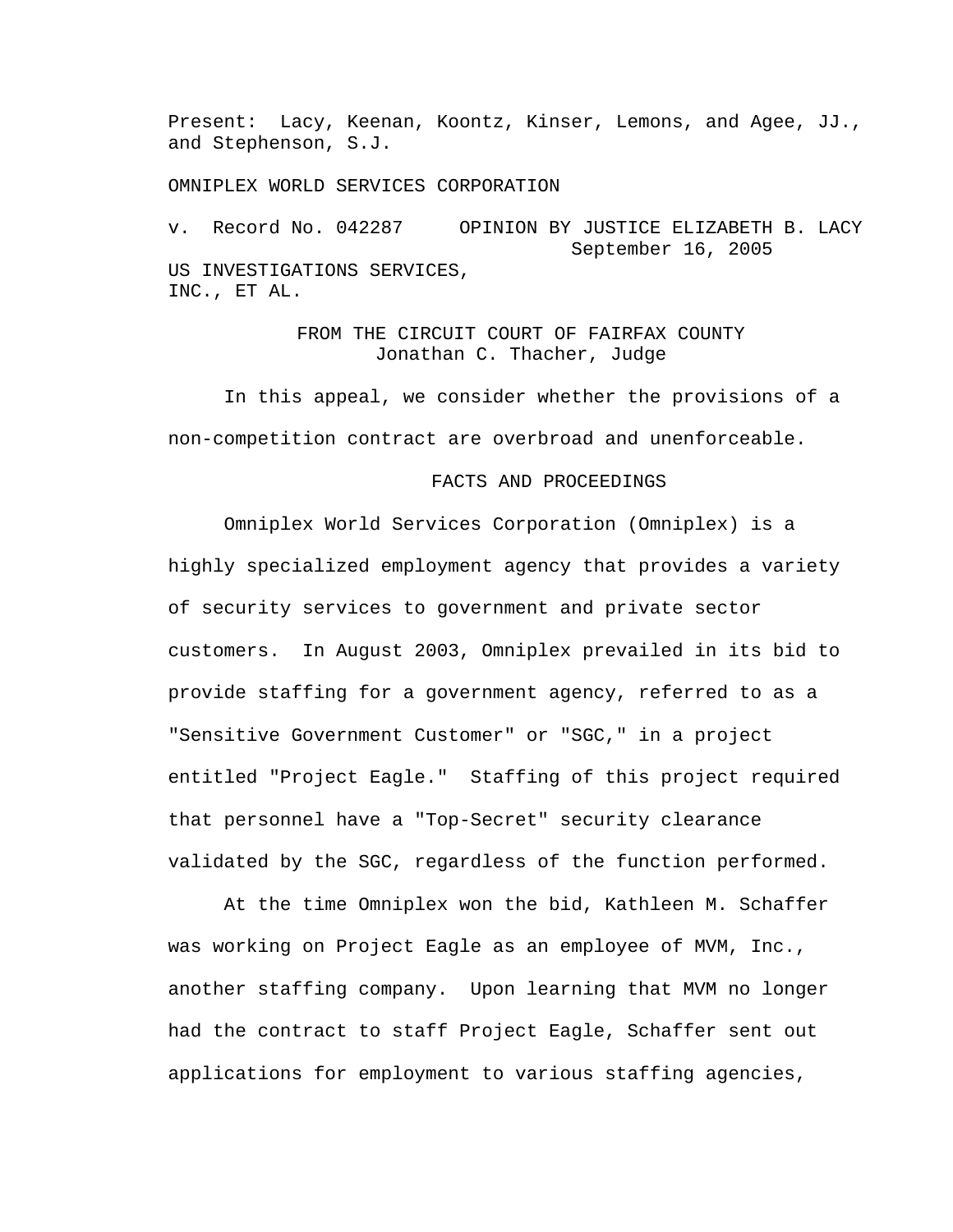Present: Lacy, Keenan, Koontz, Kinser, Lemons, and Agee, JJ., and Stephenson, S.J.

OMNIPLEX WORLD SERVICES CORPORATION

v. Record No. 042287 OPINION BY JUSTICE ELIZABETH B. LACY
September 16, 2005

US INVESTIGATIONS SERVICES, INC., ET AL.

FROM THE CIRCUIT COURT OF FAIRFAX COUNTY
Jonathan C. Thacher, Judge

In this appeal, we consider whether the provisions of a non-competition contract are overbroad and unenforceable.

## FACTS AND PROCEEDINGS

Omniplex World Services Corporation (Omniplex) is a highly specialized employment agency that provides a variety of security services to government and private sector customers. In August 2003, Omniplex prevailed in its bid to provide staffing for a government agency, referred to as a "Sensitive Government Customer" or "SGC," in a project entitled "Project Eagle." Staffing of this project required that personnel have a "Top-Secret" security clearance validated by the SGC, regardless of the function performed.

At the time Omniplex won the bid, Kathleen M. Schaffer was working on Project Eagle as an employee of MVM, Inc., another staffing company. Upon learning that MVM no longer had the contract to staff Project Eagle, Schaffer sent out applications for employment to various staffing agencies,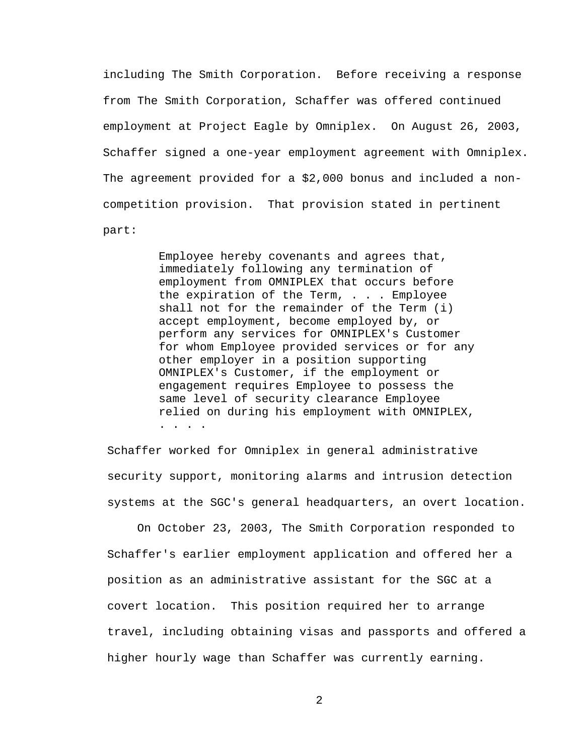including The Smith Corporation. Before receiving a response from The Smith Corporation, Schaffer was offered continued employment at Project Eagle by Omniplex. On August 26, 2003, Schaffer signed a one-year employment agreement with Omniplex. The agreement provided for a $2,000 bonus and included a non-competition provision. That provision stated in pertinent part:

> Employee hereby covenants and agrees that, immediately following any termination of employment from OMNIPLEX that occurs before the expiration of the Term, . . . Employee shall not for the remainder of the Term (i) accept employment, become employed by, or perform any services for OMNIPLEX's Customer for whom Employee provided services or for any other employer in a position supporting OMNIPLEX's Customer, if the employment or engagement requires Employee to possess the same level of security clearance Employee relied on during his employment with OMNIPLEX, . . . .

Schaffer worked for Omniplex in general administrative security support, monitoring alarms and intrusion detection systems at the SGC's general headquarters, an overt location.

On October 23, 2003, The Smith Corporation responded to Schaffer's earlier employment application and offered her a position as an administrative assistant for the SGC at a covert location. This position required her to arrange travel, including obtaining visas and passports and offered a higher hourly wage than Schaffer was currently earning.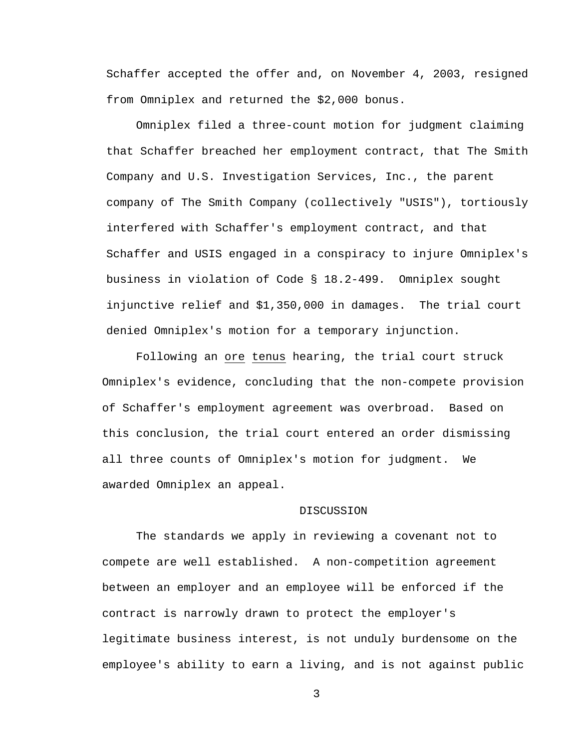Schaffer accepted the offer and, on November 4, 2003, resigned from Omniplex and returned the $2,000 bonus.

Omniplex filed a three-count motion for judgment claiming that Schaffer breached her employment contract, that The Smith Company and U.S. Investigation Services, Inc., the parent company of The Smith Company (collectively "USIS"), tortiously interfered with Schaffer's employment contract, and that Schaffer and USIS engaged in a conspiracy to injure Omniplex's business in violation of Code § 18.2-499. Omniplex sought injunctive relief and $1,350,000 in damages. The trial court denied Omniplex's motion for a temporary injunction.

Following an _ore tenus_ hearing, the trial court struck Omniplex's evidence, concluding that the non-compete provision of Schaffer's employment agreement was overbroad. Based on this conclusion, the trial court entered an order dismissing all three counts of Omniplex's motion for judgment. We awarded Omniplex an appeal.

## DISCUSSION

The standards we apply in reviewing a covenant not to compete are well established. A non-competition agreement between an employer and an employee will be enforced if the contract is narrowly drawn to protect the employer's legitimate business interest, is not unduly burdensome on the employee's ability to earn a living, and is not against public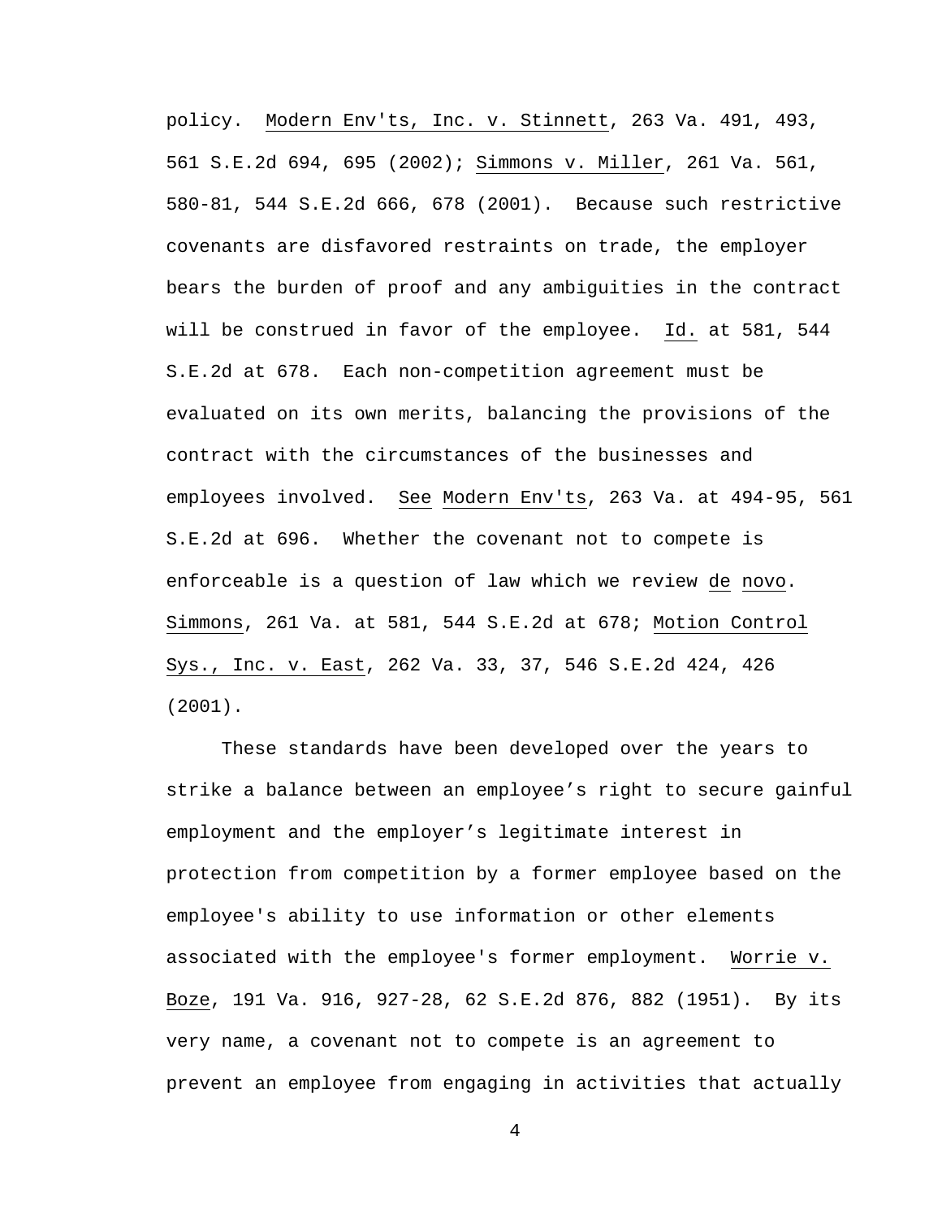policy. Modern Env'ts, Inc. v. Stinnett, 263 Va. 491, 493, 561 S.E.2d 694, 695 (2002); Simmons v. Miller, 261 Va. 561, 580-81, 544 S.E.2d 666, 678 (2001). Because such restrictive covenants are disfavored restraints on trade, the employer bears the burden of proof and any ambiguities in the contract will be construed in favor of the employee. Id. at 581, 544 S.E.2d at 678. Each non-competition agreement must be evaluated on its own merits, balancing the provisions of the contract with the circumstances of the businesses and employees involved. See Modern Env'ts, 263 Va. at 494-95, 561 S.E.2d at 696. Whether the covenant not to compete is enforceable is a question of law which we review de novo. Simmons, 261 Va. at 581, 544 S.E.2d at 678; Motion Control Sys., Inc. v. East, 262 Va. 33, 37, 546 S.E.2d 424, 426 (2001).

These standards have been developed over the years to strike a balance between an employee’s right to secure gainful employment and the employer’s legitimate interest in protection from competition by a former employee based on the employee's ability to use information or other elements associated with the employee's former employment. Worrie v. Boze, 191 Va. 916, 927-28, 62 S.E.2d 876, 882 (1951). By its very name, a covenant not to compete is an agreement to prevent an employee from engaging in activities that actually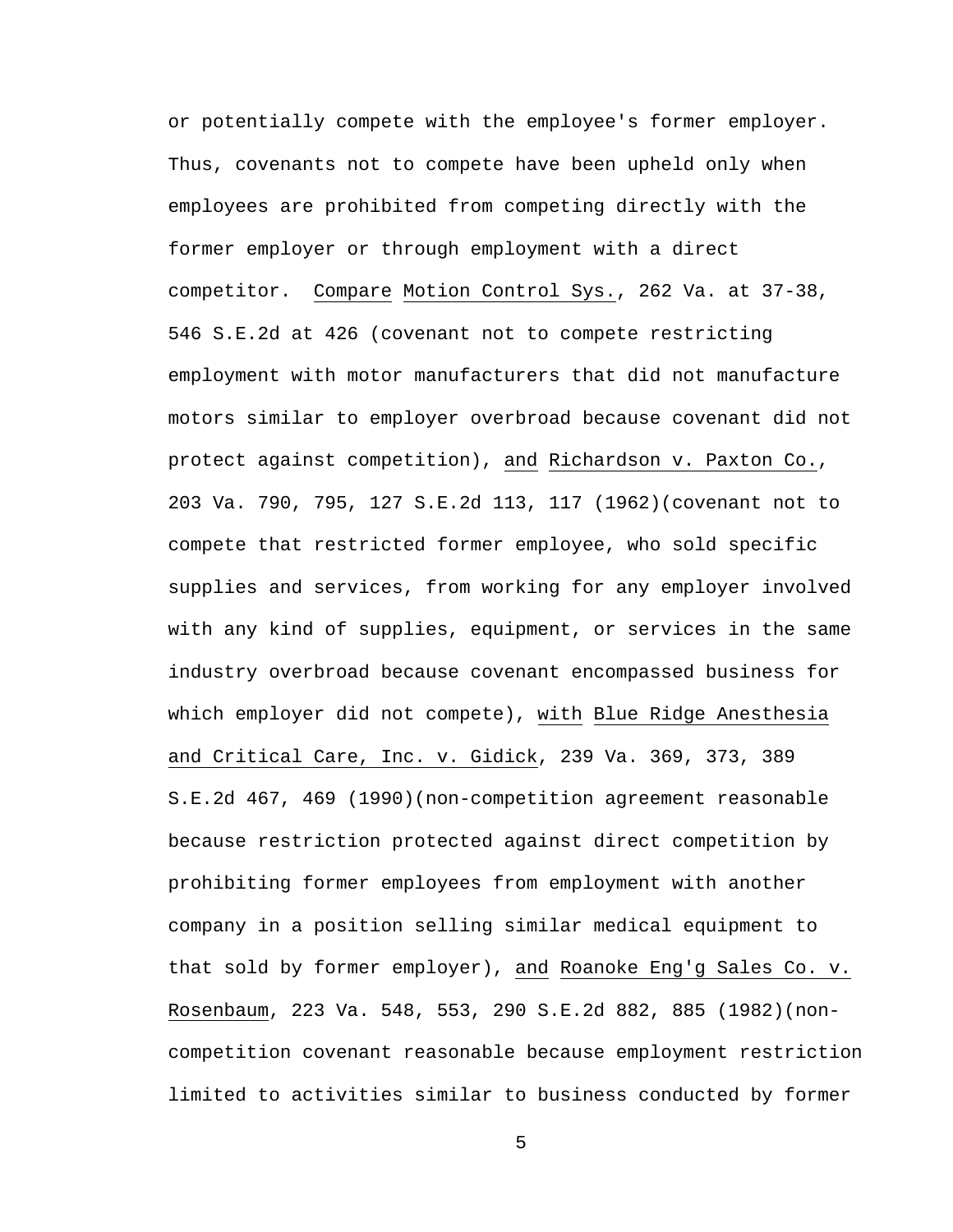or potentially compete with the employee's former employer. Thus, covenants not to compete have been upheld only when employees are prohibited from competing directly with the former employer or through employment with a direct competitor. Compare Motion Control Sys., 262 Va. at 37-38, 546 S.E.2d at 426 (covenant not to compete restricting employment with motor manufacturers that did not manufacture motors similar to employer overbroad because covenant did not protect against competition), and Richardson v. Paxton Co., 203 Va. 790, 795, 127 S.E.2d 113, 117 (1962)(covenant not to compete that restricted former employee, who sold specific supplies and services, from working for any employer involved with any kind of supplies, equipment, or services in the same industry overbroad because covenant encompassed business for which employer did not compete), with Blue Ridge Anesthesia and Critical Care, Inc. v. Gidick, 239 Va. 369, 373, 389 S.E.2d 467, 469 (1990)(non-competition agreement reasonable because restriction protected against direct competition by prohibiting former employees from employment with another company in a position selling similar medical equipment to that sold by former employer), and Roanoke Eng'g Sales Co. v. Rosenbaum, 223 Va. 548, 553, 290 S.E.2d 882, 885 (1982)(non-competition covenant reasonable because employment restriction limited to activities similar to business conducted by former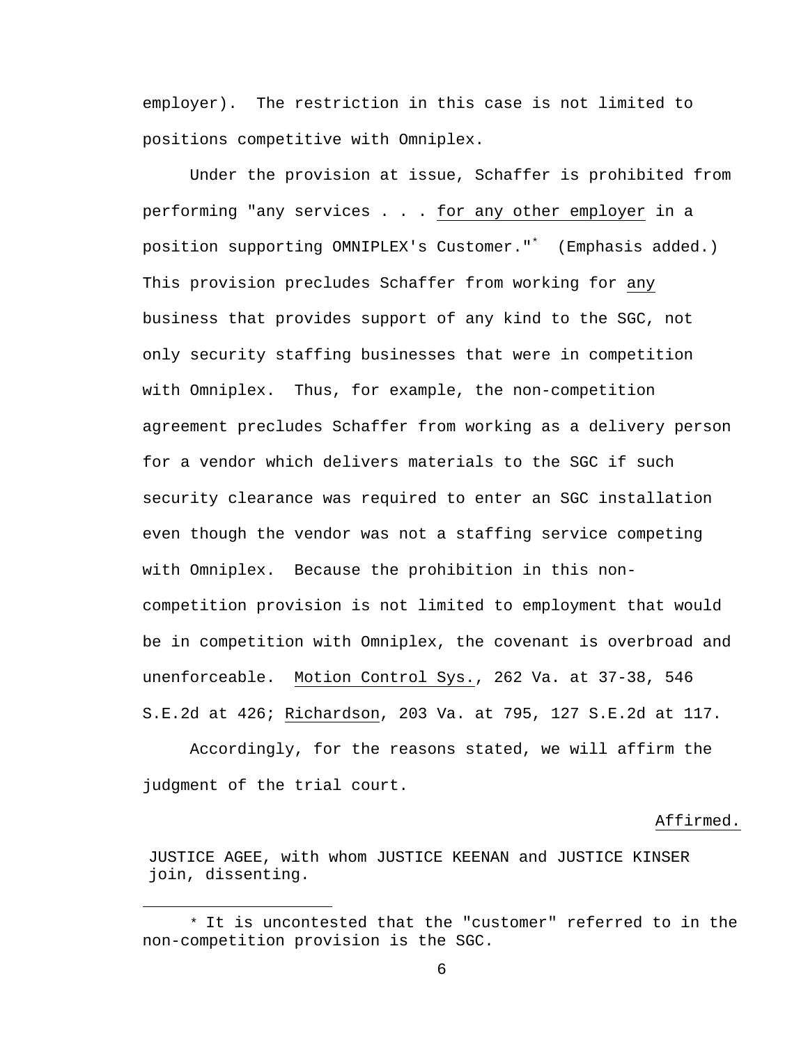employer). The restriction in this case is not limited to positions competitive with Omniplex.

Under the provision at issue, Schaffer is prohibited from performing "any services . . . <u>for any other employer</u> in a position supporting OMNIPLEX's Customer."[*] (Emphasis added.) This provision precludes Schaffer from working for <u>any</u> business that provides support of any kind to the SGC, not only security staffing businesses that were in competition with Omniplex. Thus, for example, the non-competition agreement precludes Schaffer from working as a delivery person for a vendor which delivers materials to the SGC if such security clearance was required to enter an SGC installation even though the vendor was not a staffing service competing with Omniplex. Because the prohibition in this non-competition provision is not limited to employment that would be in competition with Omniplex, the covenant is overbroad and unenforceable. <u>Motion Control Sys.</u>, 262 Va. at 37-38, 546 S.E.2d at 426; <u>Richardson</u>, 203 Va. at 795, 127 S.E.2d at 117.

Accordingly, for the reasons stated, we will affirm the judgment of the trial court.

<u>Affirmed.</u>

JUSTICE AGEE, with whom JUSTICE KEENAN and JUSTICE KINSER join, dissenting.

---

[*] It is uncontested that the "customer" referred to in the non-competition provision is the SGC.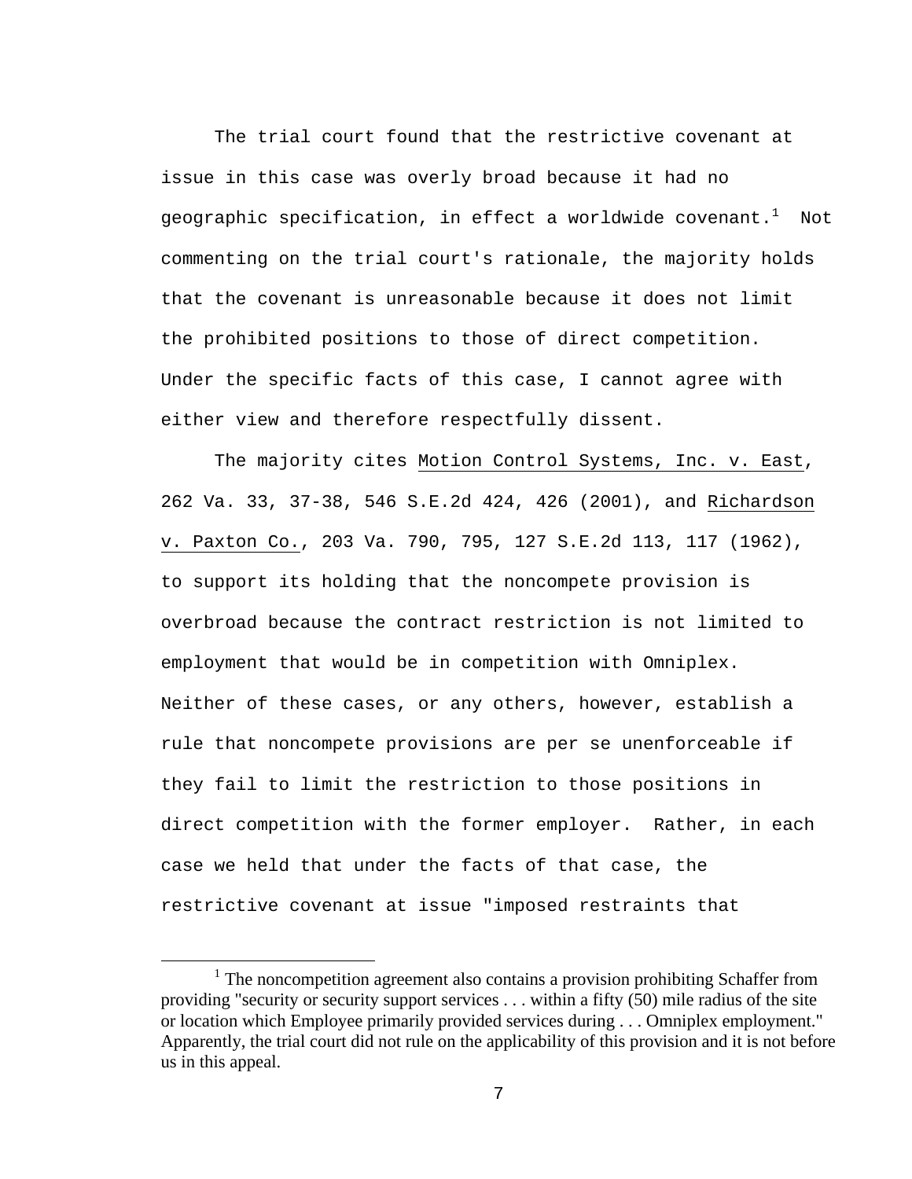The trial court found that the restrictive covenant at issue in this case was overly broad because it had no geographic specification, in effect a worldwide covenant.[1] Not commenting on the trial court's rationale, the majority holds that the covenant is unreasonable because it does not limit the prohibited positions to those of direct competition. Under the specific facts of this case, I cannot agree with either view and therefore respectfully dissent.

The majority cites Motion Control Systems, Inc. v. East, 262 Va. 33, 37-38, 546 S.E.2d 424, 426 (2001), and Richardson v. Paxton Co., 203 Va. 790, 795, 127 S.E.2d 113, 117 (1962), to support its holding that the noncompete provision is overbroad because the contract restriction is not limited to employment that would be in competition with Omniplex. Neither of these cases, or any others, however, establish a rule that noncompete provisions are per se unenforceable if they fail to limit the restriction to those positions in direct competition with the former employer. Rather, in each case we held that under the facts of that case, the restrictive covenant at issue "imposed restraints that

---

[1] The noncompetition agreement also contains a provision prohibiting Schaffer from providing "security or security support services . . . within a fifty (50) mile radius of the site or location which Employee primarily provided services during . . . Omniplex employment." Apparently, the trial court did not rule on the applicability of this provision and it is not before us in this appeal.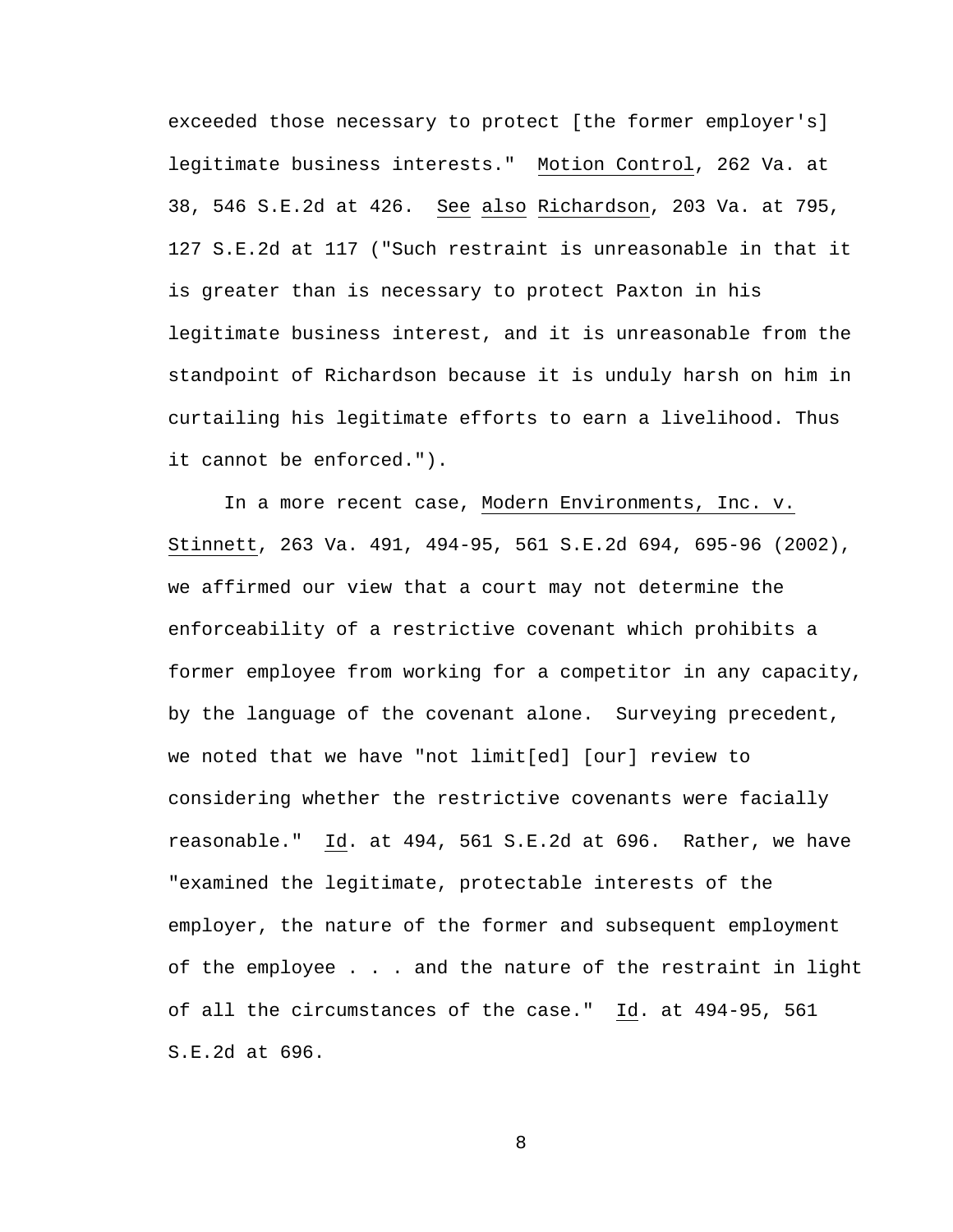exceeded those necessary to protect [the former employer's] legitimate business interests." Motion Control, 262 Va. at 38, 546 S.E.2d at 426. See also Richardson, 203 Va. at 795, 127 S.E.2d at 117 ("Such restraint is unreasonable in that it is greater than is necessary to protect Paxton in his legitimate business interest, and it is unreasonable from the standpoint of Richardson because it is unduly harsh on him in curtailing his legitimate efforts to earn a livelihood. Thus it cannot be enforced.").

In a more recent case, Modern Environments, Inc. v. Stinnett, 263 Va. 491, 494-95, 561 S.E.2d 694, 695-96 (2002), we affirmed our view that a court may not determine the enforceability of a restrictive covenant which prohibits a former employee from working for a competitor in any capacity, by the language of the covenant alone. Surveying precedent, we noted that we have "not limit[ed] [our] review to considering whether the restrictive covenants were facially reasonable." Id. at 494, 561 S.E.2d at 696. Rather, we have "examined the legitimate, protectable interests of the employer, the nature of the former and subsequent employment of the employee . . . and the nature of the restraint in light of all the circumstances of the case." Id. at 494-95, 561 S.E.2d at 696.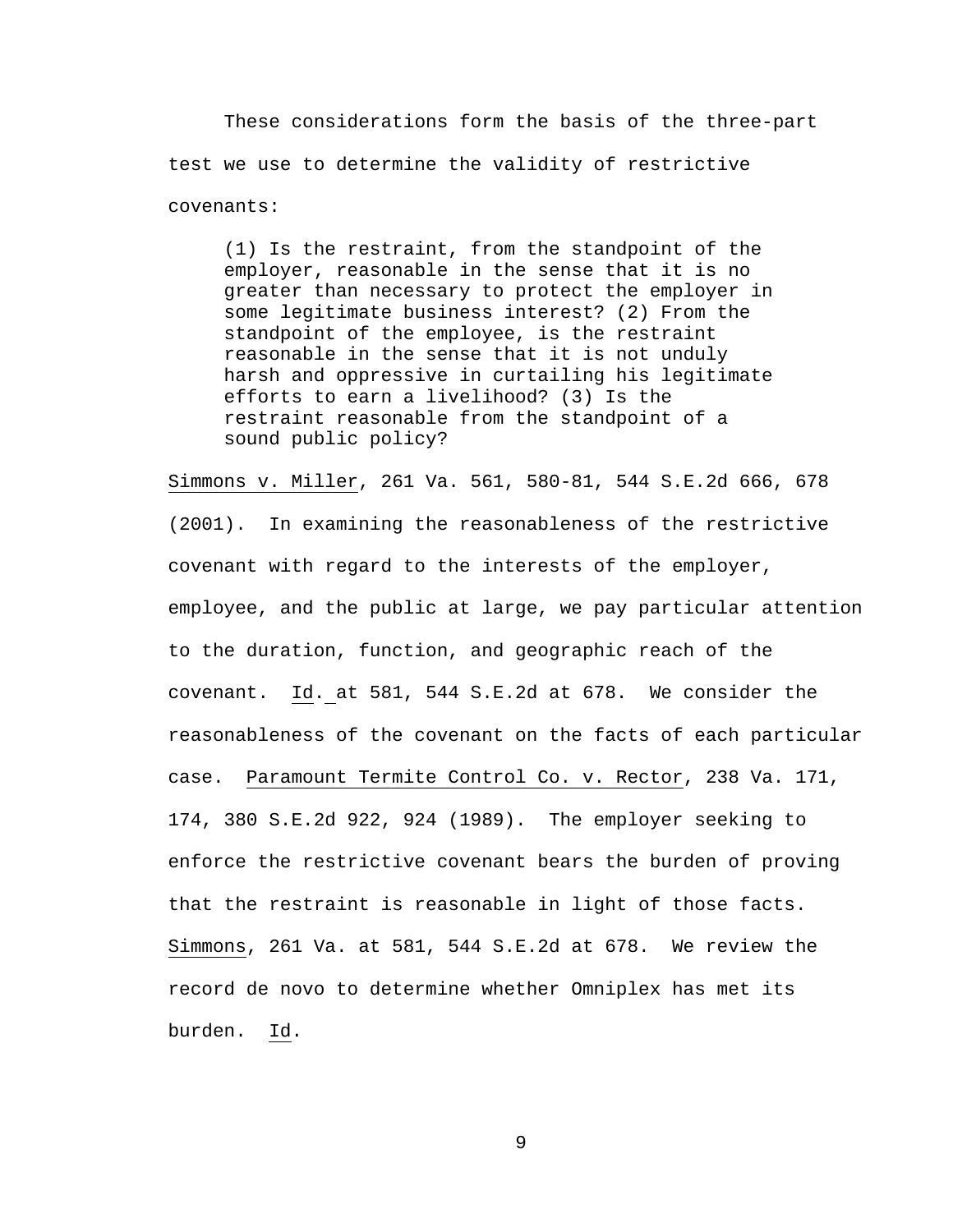These considerations form the basis of the three-part test we use to determine the validity of restrictive covenants:

> (1) Is the restraint, from the standpoint of the employer, reasonable in the sense that it is no greater than necessary to protect the employer in some legitimate business interest? (2) From the standpoint of the employee, is the restraint reasonable in the sense that it is not unduly harsh and oppressive in curtailing his legitimate efforts to earn a livelihood? (3) Is the restraint reasonable from the standpoint of a sound public policy?

Simmons v. Miller, 261 Va. 561, 580-81, 544 S.E.2d 666, 678 (2001). In examining the reasonableness of the restrictive covenant with regard to the interests of the employer, employee, and the public at large, we pay particular attention to the duration, function, and geographic reach of the covenant. Id. at 581, 544 S.E.2d at 678. We consider the reasonableness of the covenant on the facts of each particular case. Paramount Termite Control Co. v. Rector, 238 Va. 171, 174, 380 S.E.2d 922, 924 (1989). The employer seeking to enforce the restrictive covenant bears the burden of proving that the restraint is reasonable in light of those facts. Simmons, 261 Va. at 581, 544 S.E.2d at 678. We review the record de novo to determine whether Omniplex has met its burden. Id.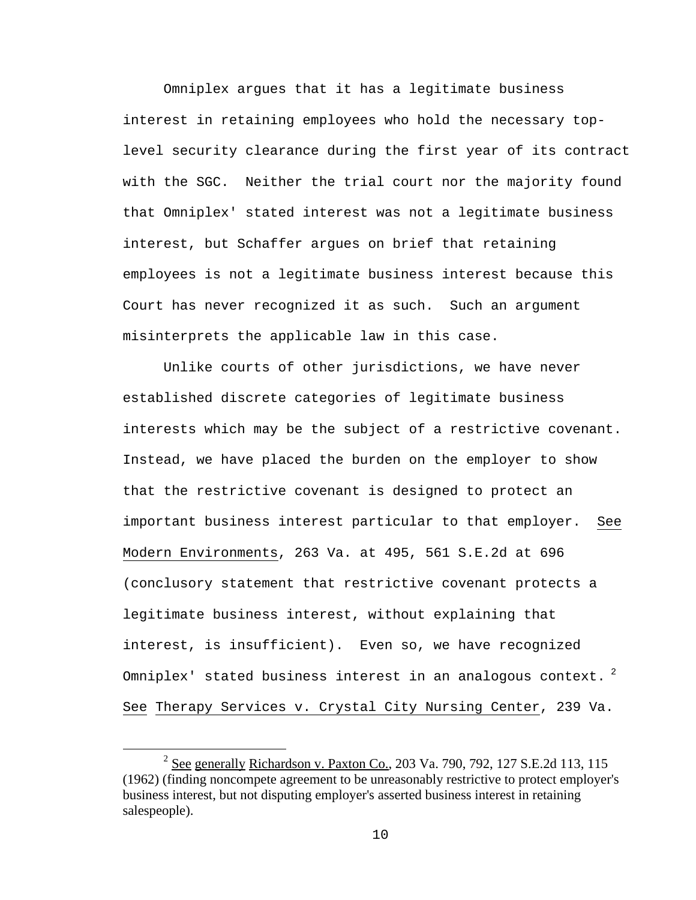Omniplex argues that it has a legitimate business interest in retaining employees who hold the necessary top-level security clearance during the first year of its contract with the SGC. Neither the trial court nor the majority found that Omniplex' stated interest was not a legitimate business interest, but Schaffer argues on brief that retaining employees is not a legitimate business interest because this Court has never recognized it as such. Such an argument misinterprets the applicable law in this case.

Unlike courts of other jurisdictions, we have never established discrete categories of legitimate business interests which may be the subject of a restrictive covenant. Instead, we have placed the burden on the employer to show that the restrictive covenant is designed to protect an important business interest particular to that employer. See Modern Environments, 263 Va. at 495, 561 S.E.2d at 696 (conclusory statement that restrictive covenant protects a legitimate business interest, without explaining that interest, is insufficient). Even so, we have recognized Omniplex' stated business interest in an analogous context.[2] See Therapy Services v. Crystal City Nursing Center, 239 Va.

[2] See generally Richardson v. Paxton Co., 203 Va. 790, 792, 127 S.E.2d 113, 115 (1962) (finding noncompete agreement to be unreasonably restrictive to protect employer's business interest, but not disputing employer's asserted business interest in retaining salespeople).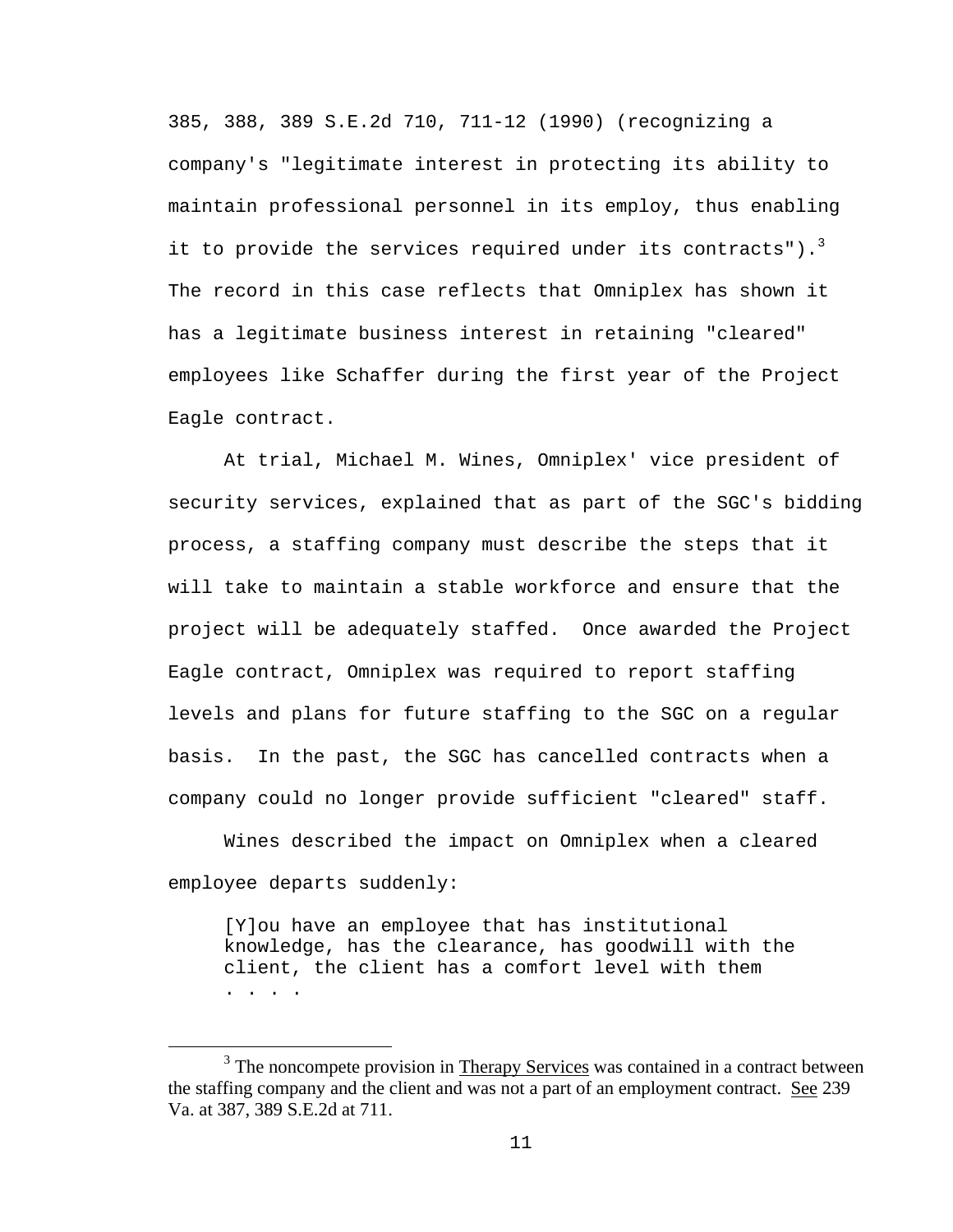385, 388, 389 S.E.2d 710, 711-12 (1990) (recognizing a company's "legitimate interest in protecting its ability to maintain professional personnel in its employ, thus enabling it to provide the services required under its contracts").[3] The record in this case reflects that Omniplex has shown it has a legitimate business interest in retaining "cleared" employees like Schaffer during the first year of the Project Eagle contract.

At trial, Michael M. Wines, Omniplex' vice president of security services, explained that as part of the SGC's bidding process, a staffing company must describe the steps that it will take to maintain a stable workforce and ensure that the project will be adequately staffed. Once awarded the Project Eagle contract, Omniplex was required to report staffing levels and plans for future staffing to the SGC on a regular basis. In the past, the SGC has cancelled contracts when a company could no longer provide sufficient "cleared" staff.

Wines described the impact on Omniplex when a cleared employee departs suddenly:

> [Y]ou have an employee that has institutional knowledge, has the clearance, has goodwill with the client, the client has a comfort level with them . . . .

---

[3] The noncompete provision in Therapy Services was contained in a contract between the staffing company and the client and was not a part of an employment contract. See 239 Va. at 387, 389 S.E.2d at 711.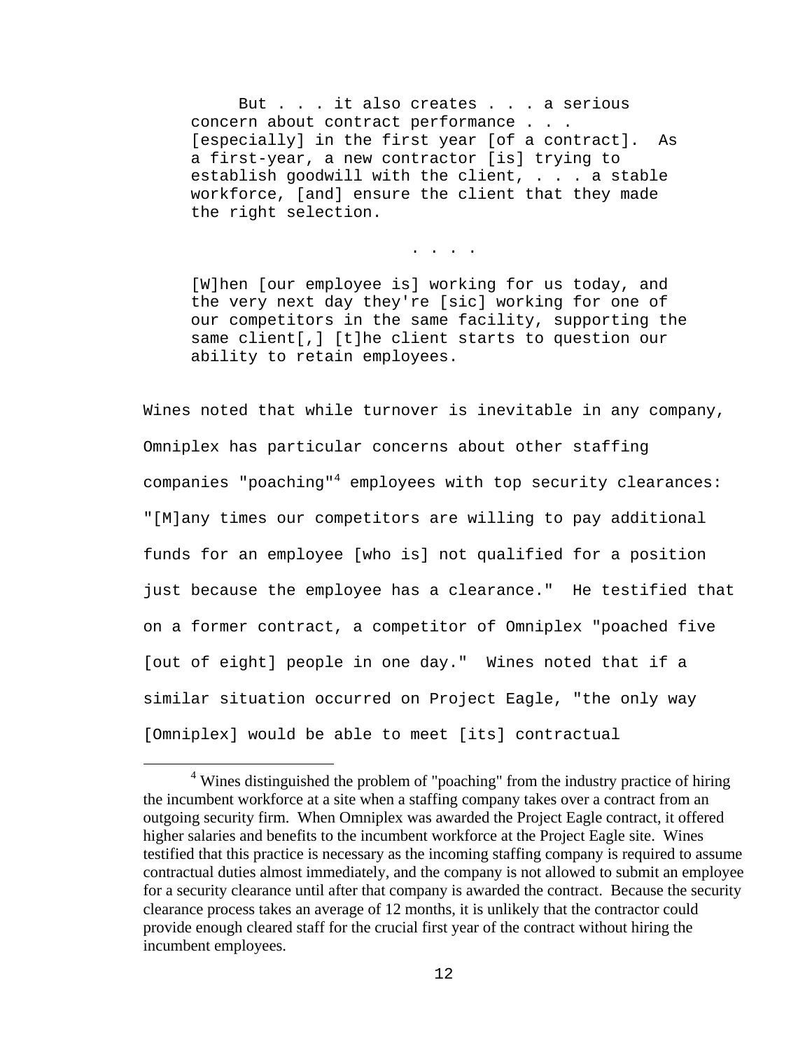> But . . . it also creates . . . a serious concern about contract performance . . . [especially] in the first year [of a contract]. As a first-year, a new contractor [is] trying to establish goodwill with the client, . . . a stable workforce, [and] ensure the client that they made the right selection.
>
> . . . .
>
> [W]hen [our employee is] working for us today, and the very next day they're [sic] working for one of our competitors in the same facility, supporting the same client[,] [t]he client starts to question our ability to retain employees.

Wines noted that while turnover is inevitable in any company, Omniplex has particular concerns about other staffing companies "poaching"[4] employees with top security clearances: "[M]any times our competitors are willing to pay additional funds for an employee [who is] not qualified for a position just because the employee has a clearance." He testified that on a former contract, a competitor of Omniplex "poached five [out of eight] people in one day." Wines noted that if a similar situation occurred on Project Eagle, "the only way [Omniplex] would be able to meet [its] contractual

---

[4] Wines distinguished the problem of "poaching" from the industry practice of hiring the incumbent workforce at a site when a staffing company takes over a contract from an outgoing security firm. When Omniplex was awarded the Project Eagle contract, it offered higher salaries and benefits to the incumbent workforce at the Project Eagle site. Wines testified that this practice is necessary as the incoming staffing company is required to assume contractual duties almost immediately, and the company is not allowed to submit an employee for a security clearance until after that company is awarded the contract. Because the security clearance process takes an average of 12 months, it is unlikely that the contractor could provide enough cleared staff for the crucial first year of the contract without hiring the incumbent employees.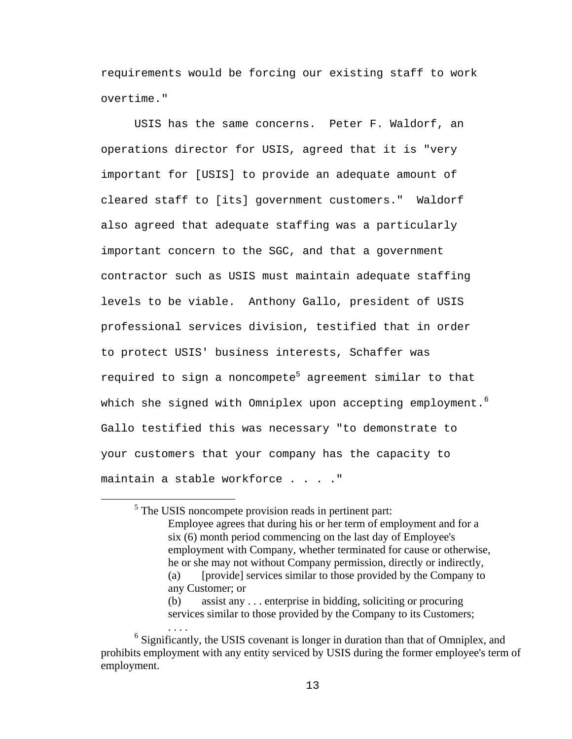requirements would be forcing our existing staff to work overtime."

USIS has the same concerns. Peter F. Waldorf, an operations director for USIS, agreed that it is "very important for [USIS] to provide an adequate amount of cleared staff to [its] government customers." Waldorf also agreed that adequate staffing was a particularly important concern to the SGC, and that a government contractor such as USIS must maintain adequate staffing levels to be viable. Anthony Gallo, president of USIS professional services division, testified that in order to protect USIS' business interests, Schaffer was required to sign a noncompete[5] agreement similar to that which she signed with Omniplex upon accepting employment.[6] Gallo testified this was necessary "to demonstrate to your customers that your company has the capacity to maintain a stable workforce . . . ."

---

[5] The USIS noncompete provision reads in pertinent part:

> Employee agrees that during his or her term of employment and for a six (6) month period commencing on the last day of Employee's employment with Company, whether terminated for cause or otherwise, he or she may not without Company permission, directly or indirectly,
> (a) [provide] services similar to those provided by the Company to any Customer; or
> (b) assist any . . . enterprise in bidding, soliciting or procuring services similar to those provided by the Company to its Customers;
> . . . .

[6] Significantly, the USIS covenant is longer in duration than that of Omniplex, and prohibits employment with any entity serviced by USIS during the former employee's term of employment.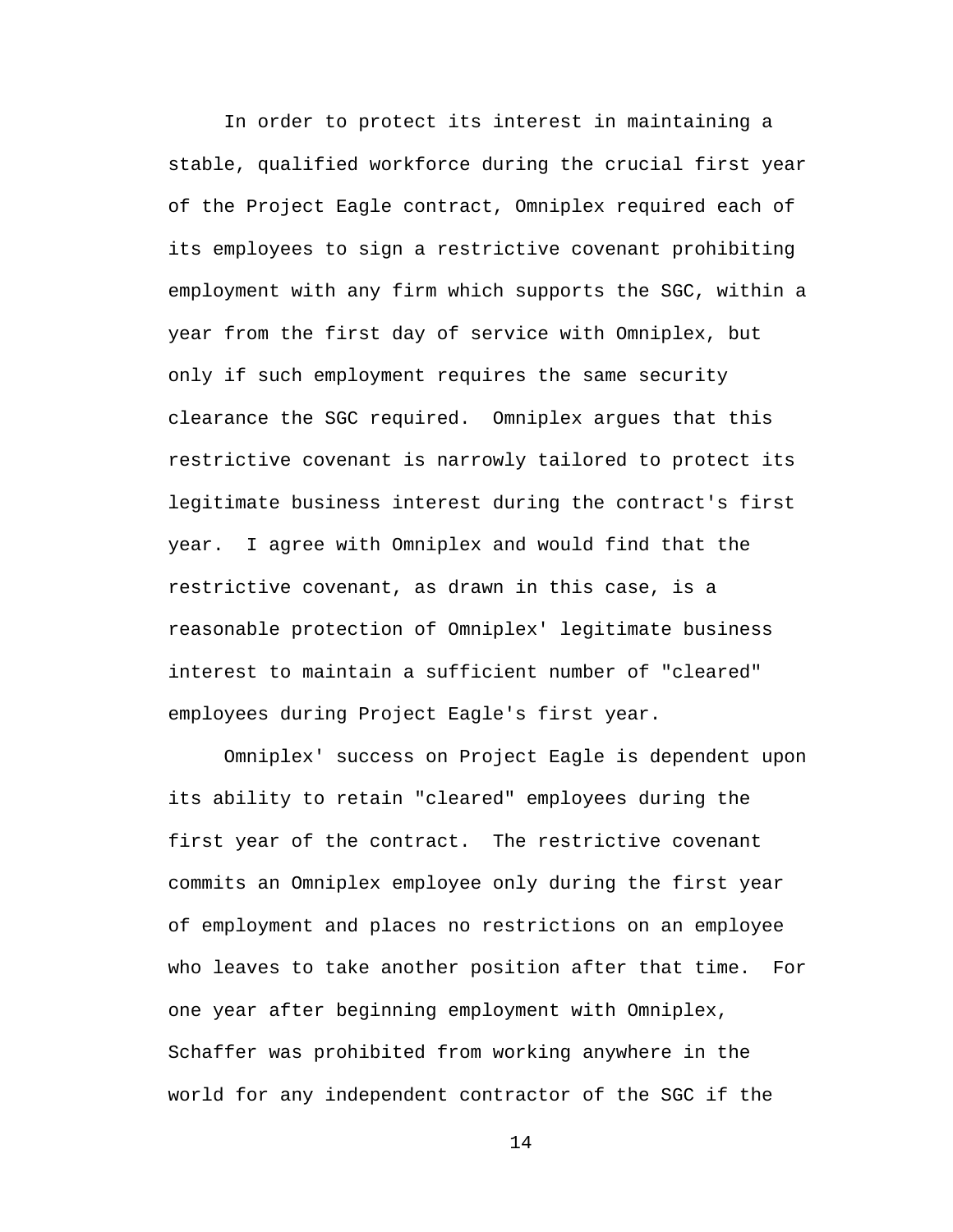In order to protect its interest in maintaining a stable, qualified workforce during the crucial first year of the Project Eagle contract, Omniplex required each of its employees to sign a restrictive covenant prohibiting employment with any firm which supports the SGC, within a year from the first day of service with Omniplex, but only if such employment requires the same security clearance the SGC required. Omniplex argues that this restrictive covenant is narrowly tailored to protect its legitimate business interest during the contract's first year. I agree with Omniplex and would find that the restrictive covenant, as drawn in this case, is a reasonable protection of Omniplex' legitimate business interest to maintain a sufficient number of "cleared" employees during Project Eagle's first year.

Omniplex' success on Project Eagle is dependent upon its ability to retain "cleared" employees during the first year of the contract. The restrictive covenant commits an Omniplex employee only during the first year of employment and places no restrictions on an employee who leaves to take another position after that time. For one year after beginning employment with Omniplex, Schaffer was prohibited from working anywhere in the world for any independent contractor of the SGC if the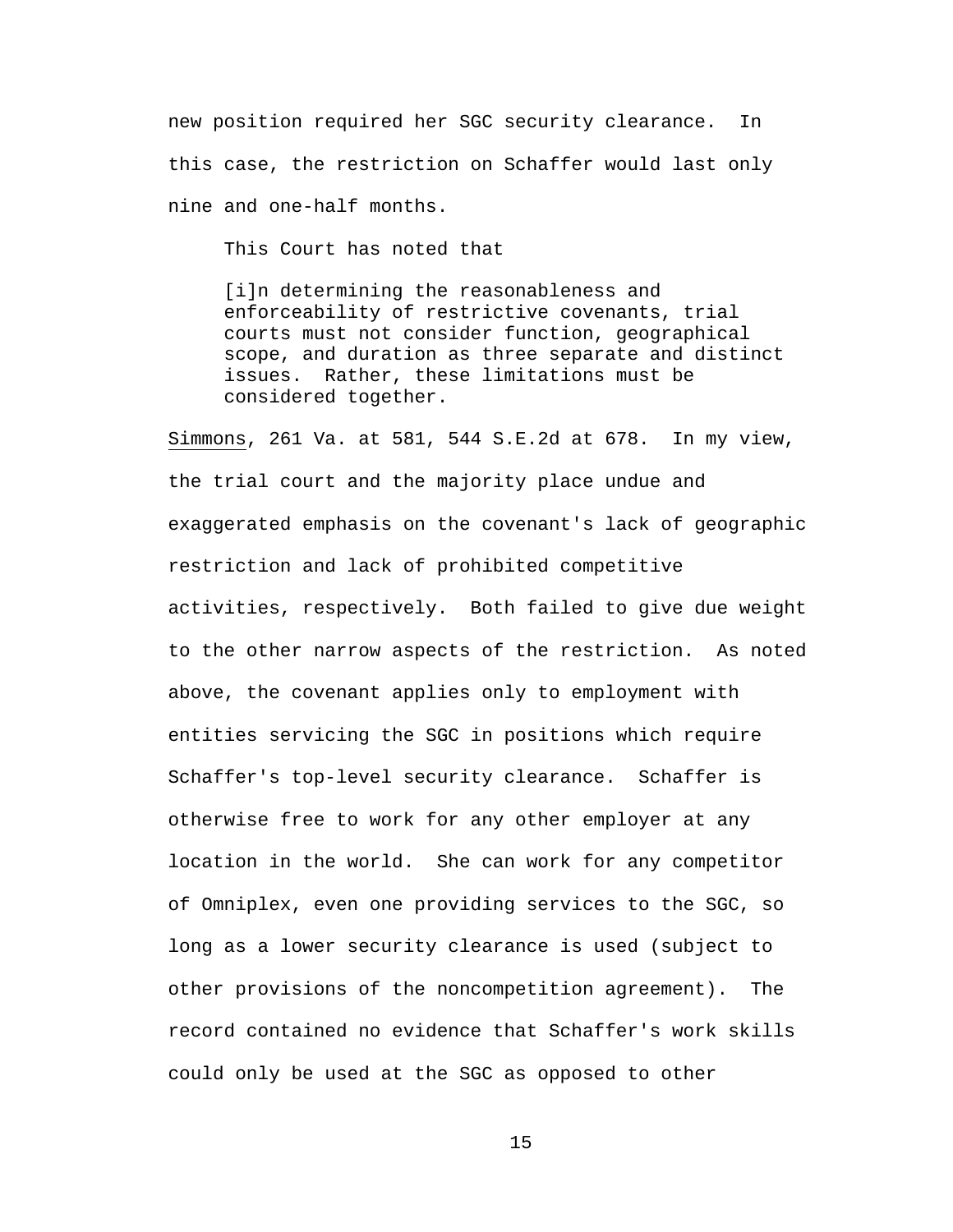new position required her SGC security clearance. In this case, the restriction on Schaffer would last only nine and one-half months.

This Court has noted that

> [i]n determining the reasonableness and enforceability of restrictive covenants, trial courts must not consider function, geographical scope, and duration as three separate and distinct issues. Rather, these limitations must be considered together.

Simmons, 261 Va. at 581, 544 S.E.2d at 678. In my view, the trial court and the majority place undue and exaggerated emphasis on the covenant's lack of geographic restriction and lack of prohibited competitive activities, respectively. Both failed to give due weight to the other narrow aspects of the restriction. As noted above, the covenant applies only to employment with entities servicing the SGC in positions which require Schaffer's top-level security clearance. Schaffer is otherwise free to work for any other employer at any location in the world. She can work for any competitor of Omniplex, even one providing services to the SGC, so long as a lower security clearance is used (subject to other provisions of the noncompetition agreement). The record contained no evidence that Schaffer's work skills could only be used at the SGC as opposed to other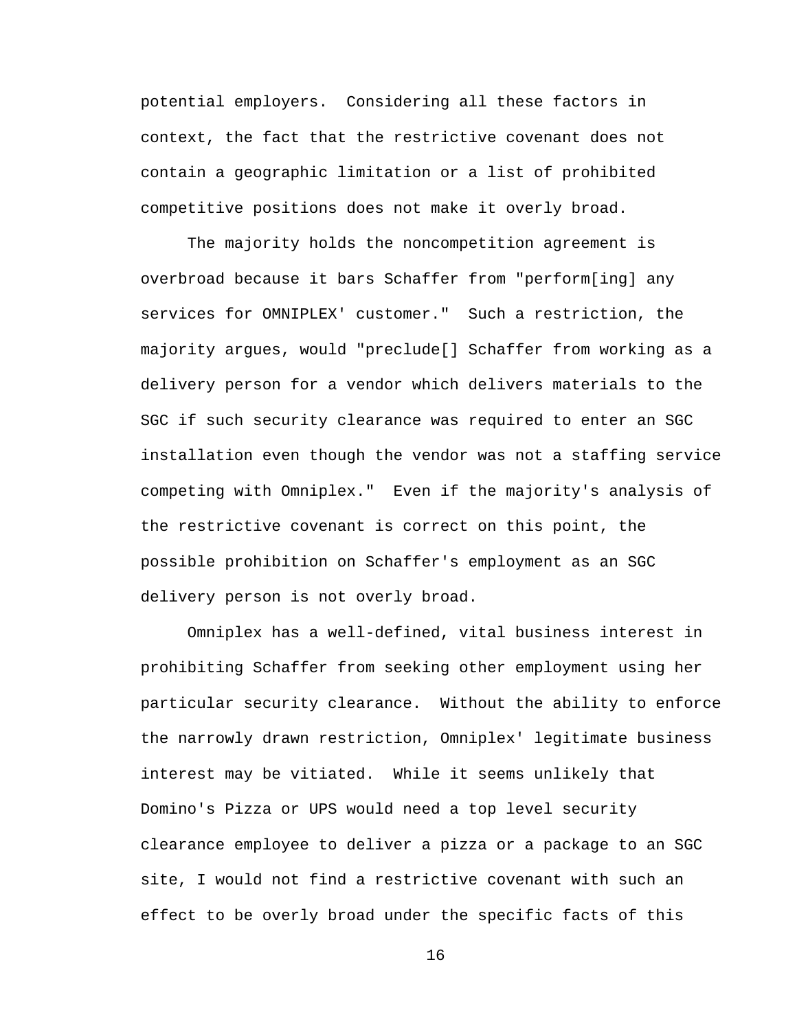potential employers. Considering all these factors in context, the fact that the restrictive covenant does not contain a geographic limitation or a list of prohibited competitive positions does not make it overly broad.

The majority holds the noncompetition agreement is overbroad because it bars Schaffer from "perform[ing] any services for OMNIPLEX' customer." Such a restriction, the majority argues, would "preclude[] Schaffer from working as a delivery person for a vendor which delivers materials to the SGC if such security clearance was required to enter an SGC installation even though the vendor was not a staffing service competing with Omniplex." Even if the majority's analysis of the restrictive covenant is correct on this point, the possible prohibition on Schaffer's employment as an SGC delivery person is not overly broad.

Omniplex has a well-defined, vital business interest in prohibiting Schaffer from seeking other employment using her particular security clearance. Without the ability to enforce the narrowly drawn restriction, Omniplex' legitimate business interest may be vitiated. While it seems unlikely that Domino's Pizza or UPS would need a top level security clearance employee to deliver a pizza or a package to an SGC site, I would not find a restrictive covenant with such an effect to be overly broad under the specific facts of this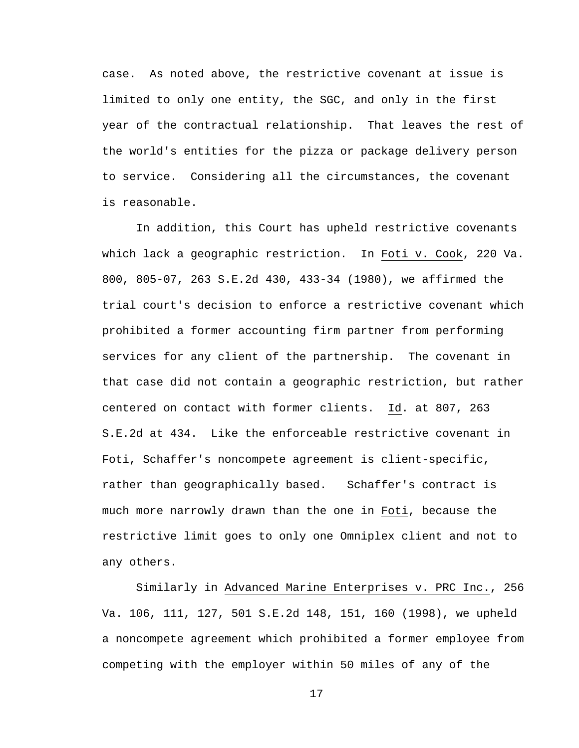case. As noted above, the restrictive covenant at issue is limited to only one entity, the SGC, and only in the first year of the contractual relationship. That leaves the rest of the world's entities for the pizza or package delivery person to service. Considering all the circumstances, the covenant is reasonable.

In addition, this Court has upheld restrictive covenants which lack a geographic restriction. In Foti v. Cook, 220 Va. 800, 805-07, 263 S.E.2d 430, 433-34 (1980), we affirmed the trial court's decision to enforce a restrictive covenant which prohibited a former accounting firm partner from performing services for any client of the partnership. The covenant in that case did not contain a geographic restriction, but rather centered on contact with former clients. Id. at 807, 263 S.E.2d at 434. Like the enforceable restrictive covenant in Foti, Schaffer's noncompete agreement is client-specific, rather than geographically based. Schaffer's contract is much more narrowly drawn than the one in Foti, because the restrictive limit goes to only one Omniplex client and not to any others.

Similarly in Advanced Marine Enterprises v. PRC Inc., 256 Va. 106, 111, 127, 501 S.E.2d 148, 151, 160 (1998), we upheld a noncompete agreement which prohibited a former employee from competing with the employer within 50 miles of any of the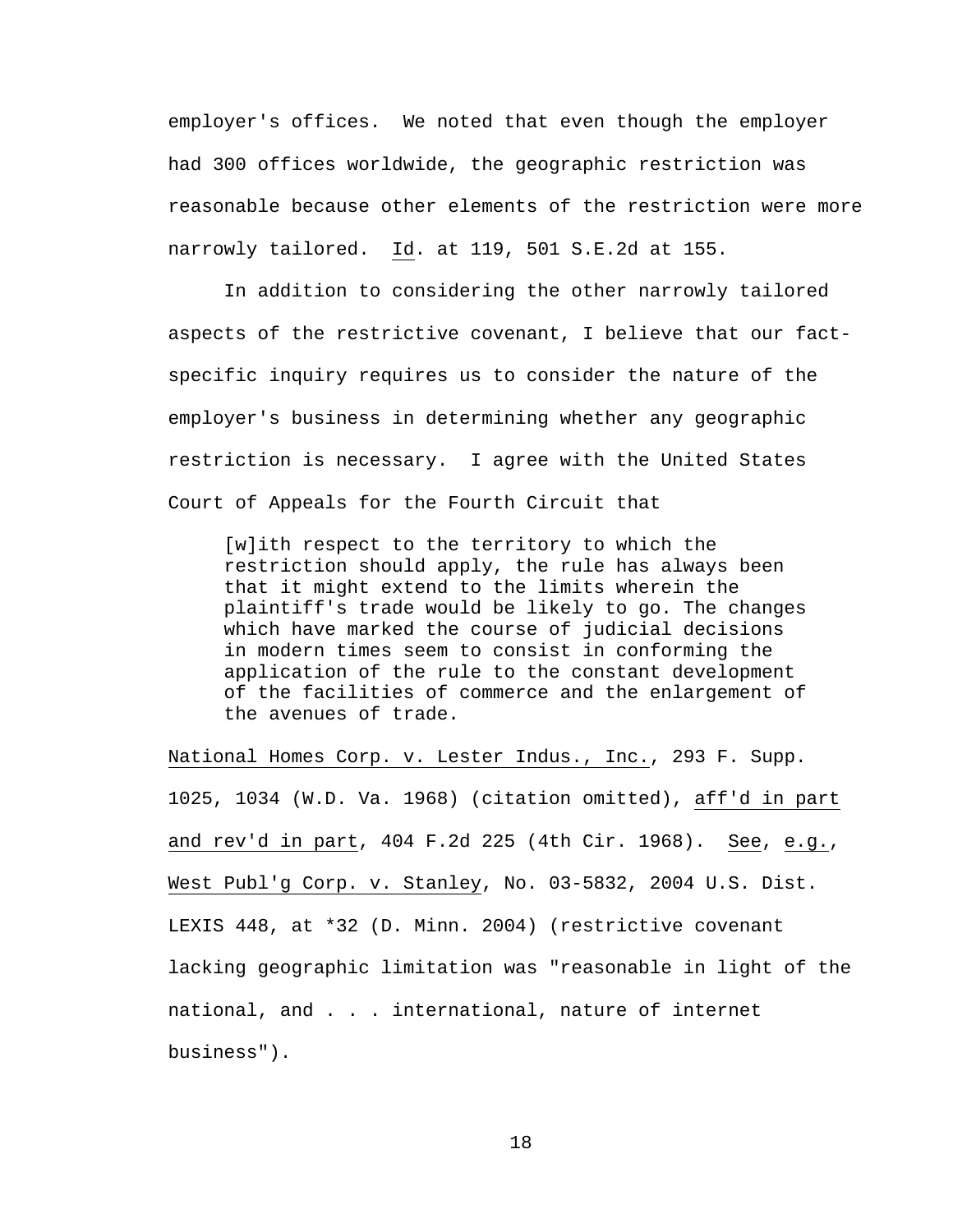employer's offices. We noted that even though the employer had 300 offices worldwide, the geographic restriction was reasonable because other elements of the restriction were more narrowly tailored. Id. at 119, 501 S.E.2d at 155.

In addition to considering the other narrowly tailored aspects of the restrictive covenant, I believe that our fact-specific inquiry requires us to consider the nature of the employer's business in determining whether any geographic restriction is necessary. I agree with the United States Court of Appeals for the Fourth Circuit that

> [w]ith respect to the territory to which the restriction should apply, the rule has always been that it might extend to the limits wherein the plaintiff's trade would be likely to go. The changes which have marked the course of judicial decisions in modern times seem to consist in conforming the application of the rule to the constant development of the facilities of commerce and the enlargement of the avenues of trade.

National Homes Corp. v. Lester Indus., Inc., 293 F. Supp. 1025, 1034 (W.D. Va. 1968) (citation omitted), aff'd in part and rev'd in part, 404 F.2d 225 (4th Cir. 1968). See, e.g., West Publ'g Corp. v. Stanley, No. 03-5832, 2004 U.S. Dist. LEXIS 448, at *32 (D. Minn. 2004) (restrictive covenant lacking geographic limitation was "reasonable in light of the national, and . . . international, nature of internet business").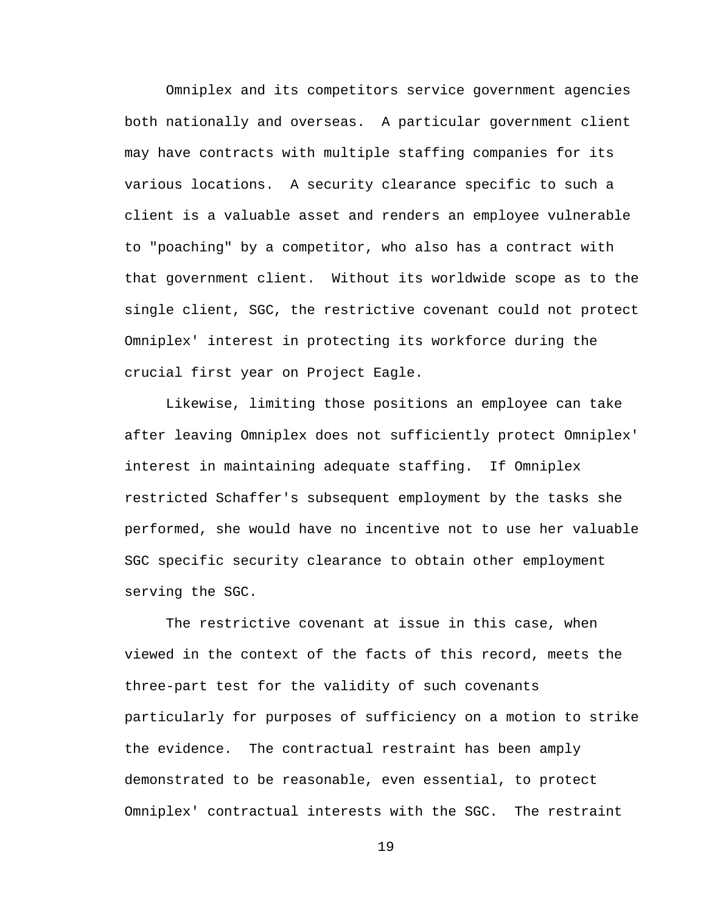Omniplex and its competitors service government agencies both nationally and overseas. A particular government client may have contracts with multiple staffing companies for its various locations. A security clearance specific to such a client is a valuable asset and renders an employee vulnerable to "poaching" by a competitor, who also has a contract with that government client. Without its worldwide scope as to the single client, SGC, the restrictive covenant could not protect Omniplex' interest in protecting its workforce during the crucial first year on Project Eagle.

Likewise, limiting those positions an employee can take after leaving Omniplex does not sufficiently protect Omniplex' interest in maintaining adequate staffing. If Omniplex restricted Schaffer's subsequent employment by the tasks she performed, she would have no incentive not to use her valuable SGC specific security clearance to obtain other employment serving the SGC.

The restrictive covenant at issue in this case, when viewed in the context of the facts of this record, meets the three-part test for the validity of such covenants particularly for purposes of sufficiency on a motion to strike the evidence. The contractual restraint has been amply demonstrated to be reasonable, even essential, to protect Omniplex' contractual interests with the SGC. The restraint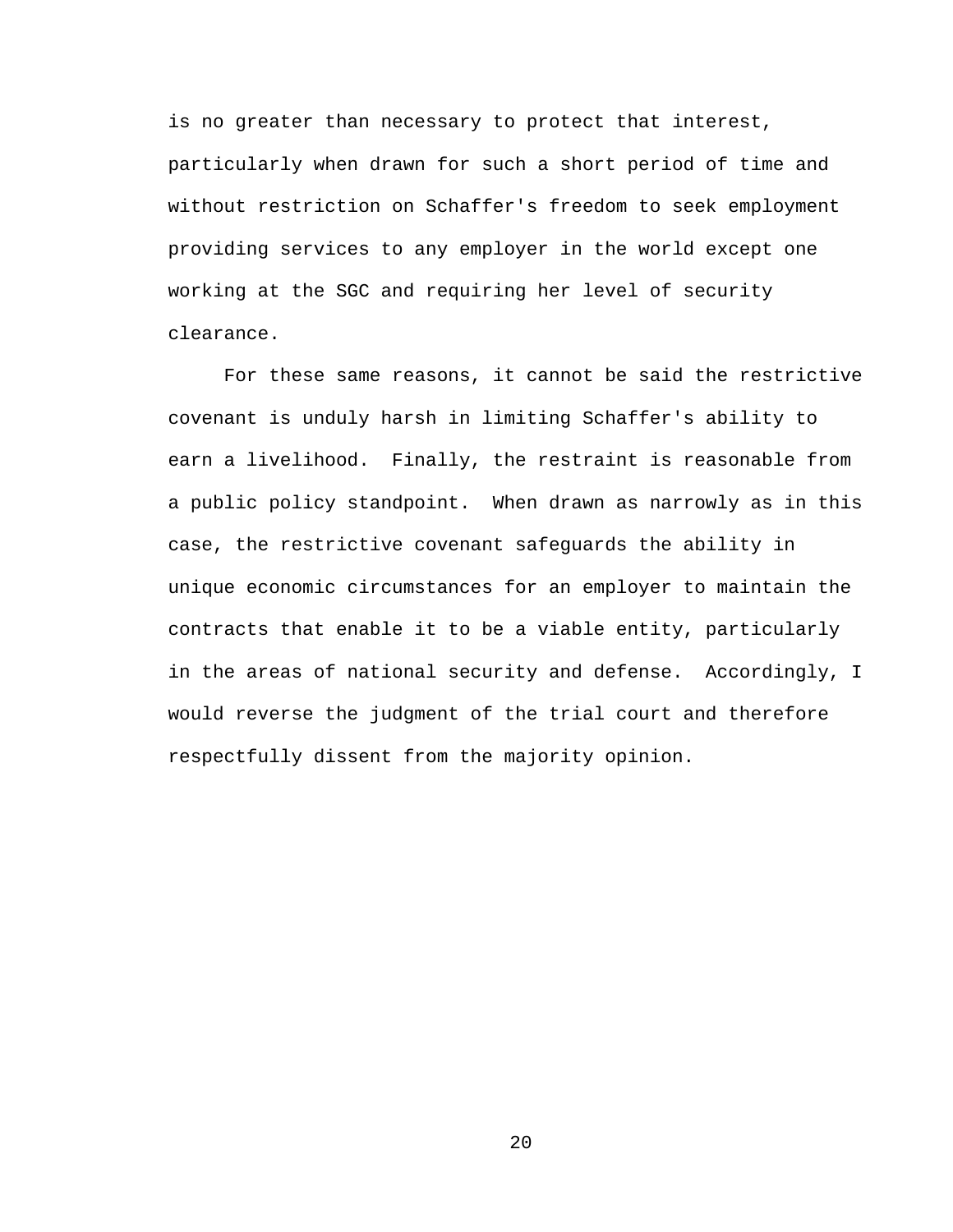is no greater than necessary to protect that interest, particularly when drawn for such a short period of time and without restriction on Schaffer's freedom to seek employment providing services to any employer in the world except one working at the SGC and requiring her level of security clearance.

For these same reasons, it cannot be said the restrictive covenant is unduly harsh in limiting Schaffer's ability to earn a livelihood. Finally, the restraint is reasonable from a public policy standpoint. When drawn as narrowly as in this case, the restrictive covenant safeguards the ability in unique economic circumstances for an employer to maintain the contracts that enable it to be a viable entity, particularly in the areas of national security and defense. Accordingly, I would reverse the judgment of the trial court and therefore respectfully dissent from the majority opinion.